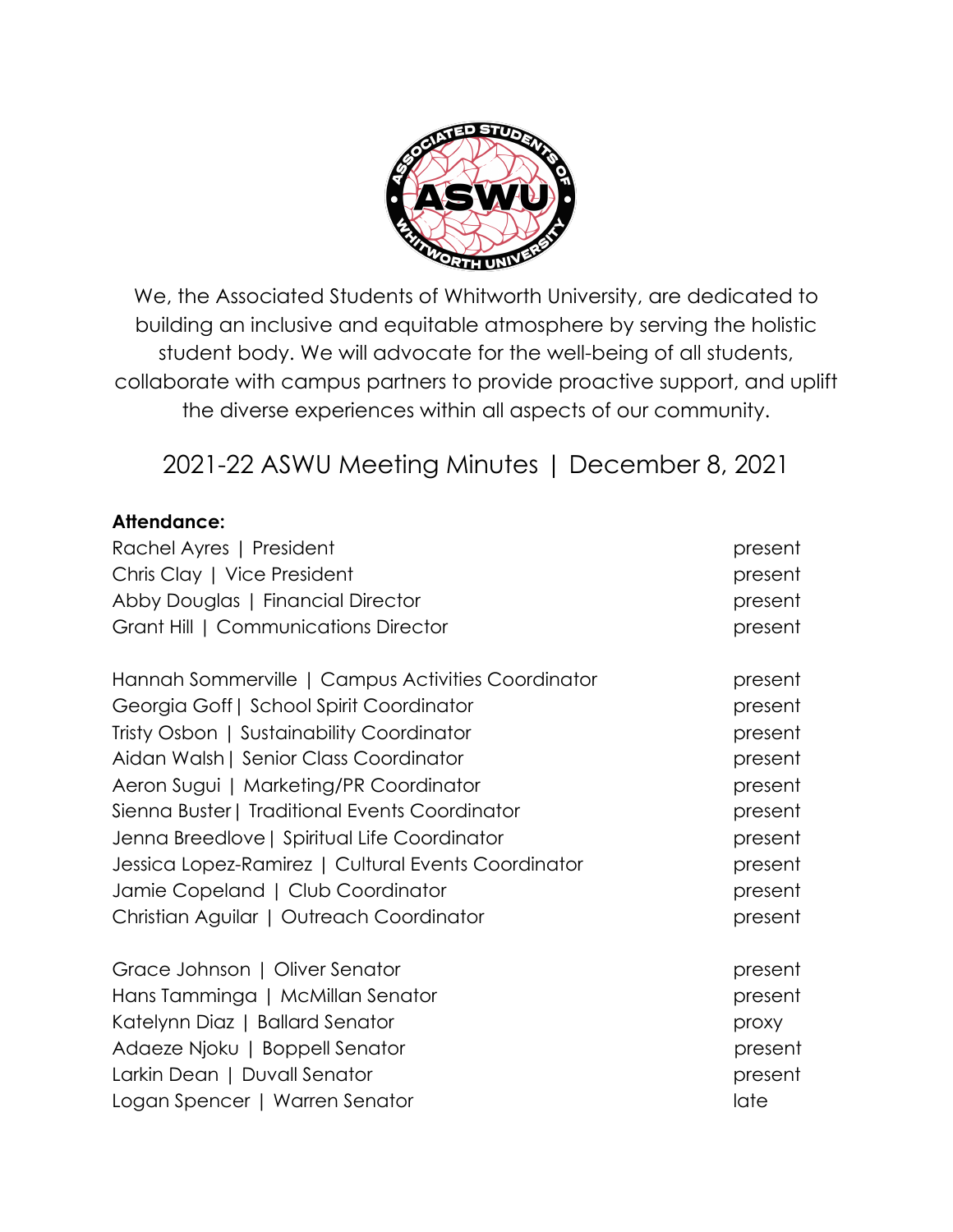We, the Associated Students of Whitworth University, are dedicated to building an inclusive and equitable atmosphere by serving the holistic student body. We will advocate for the well-being of all students, collaborate with campus partners to provide proactive support, and uplift the diverse experiences within all aspects of our community.

# 2021-22 ASWU Meeting Minutes | December 8, 2021

**Attendance:**

Rachel Ayres | President — present
Chris Clay | Vice President — present
Abby Douglas | Financial Director — present
Grant Hill | Communications Director — present

Hannah Sommerville | Campus Activities Coordinator — present
Georgia Goff | School Spirit Coordinator — present
Tristy Osbon | Sustainability Coordinator — present
Aidan Walsh | Senior Class Coordinator — present
Aeron Sugui | Marketing/PR Coordinator — present
Sienna Buster | Traditional Events Coordinator — present
Jenna Breedlove | Spiritual Life Coordinator — present
Jessica Lopez-Ramirez | Cultural Events Coordinator — present
Jamie Copeland | Club Coordinator — present
Christian Aguilar | Outreach Coordinator — present

Grace Johnson | Oliver Senator — present
Hans Tamminga | McMillan Senator — present
Katelynn Diaz | Ballard Senator — proxy
Adaeze Njoku | Boppell Senator — present
Larkin Dean | Duvall Senator — present
Logan Spencer | Warren Senator — late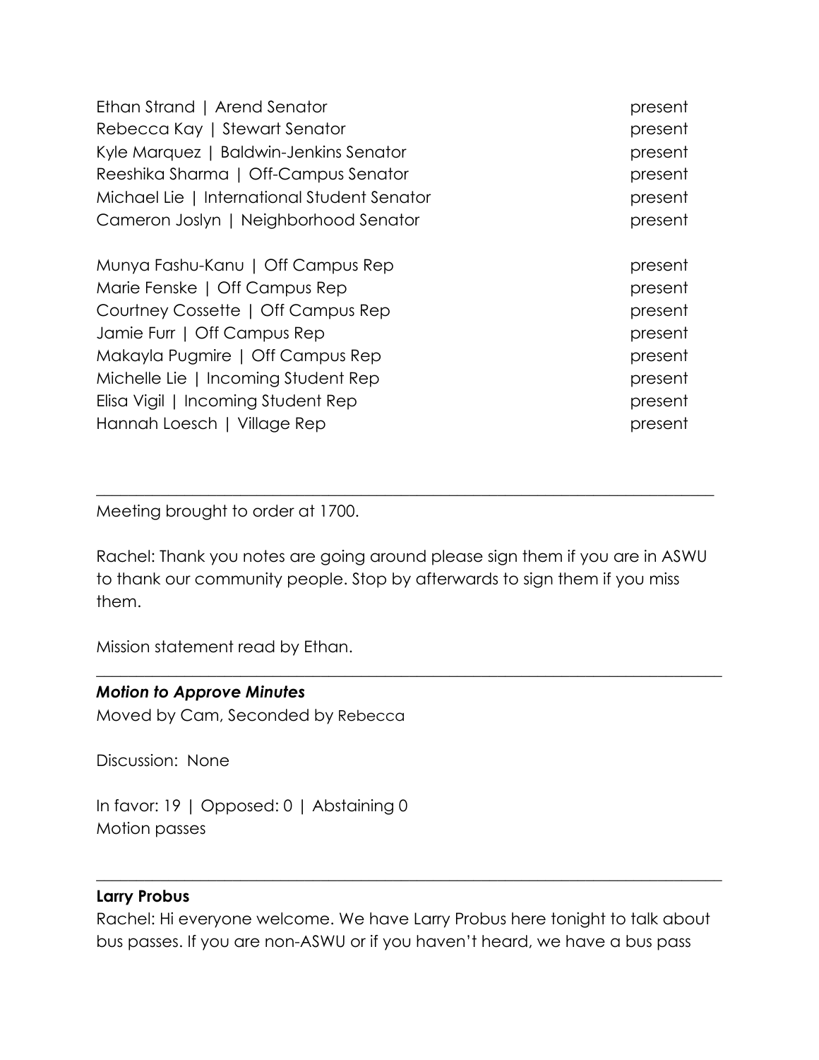| | |
|---|---|
| Ethan Strand \| Arend Senator | present |
| Rebecca Kay \| Stewart Senator | present |
| Kyle Marquez \| Baldwin-Jenkins Senator | present |
| Reeshika Sharma \| Off-Campus Senator | present |
| Michael Lie \| International Student Senator | present |
| Cameron Joslyn \| Neighborhood Senator | present |
| | |
| Munya Fashu-Kanu \| Off Campus Rep | present |
| Marie Fenske \| Off Campus Rep | present |
| Courtney Cossette \| Off Campus Rep | present |
| Jamie Furr \| Off Campus Rep | present |
| Makayla Pugmire \| Off Campus Rep | present |
| Michelle Lie \| Incoming Student Rep | present |
| Elisa Vigil \| Incoming Student Rep | present |
| Hannah Loesch \| Village Rep | present |

---

Meeting brought to order at 1700.

Rachel: Thank you notes are going around please sign them if you are in ASWU to thank our community people. Stop by afterwards to sign them if you miss them.

Mission statement read by Ethan.

---

***Motion to Approve Minutes***

Moved by Cam, Seconded by Rebecca

Discussion: None

In favor: 19 | Opposed: 0 | Abstaining 0

Motion passes

---

**Larry Probus**

Rachel: Hi everyone welcome. We have Larry Probus here tonight to talk about bus passes. If you are non-ASWU or if you haven't heard, we have a bus pass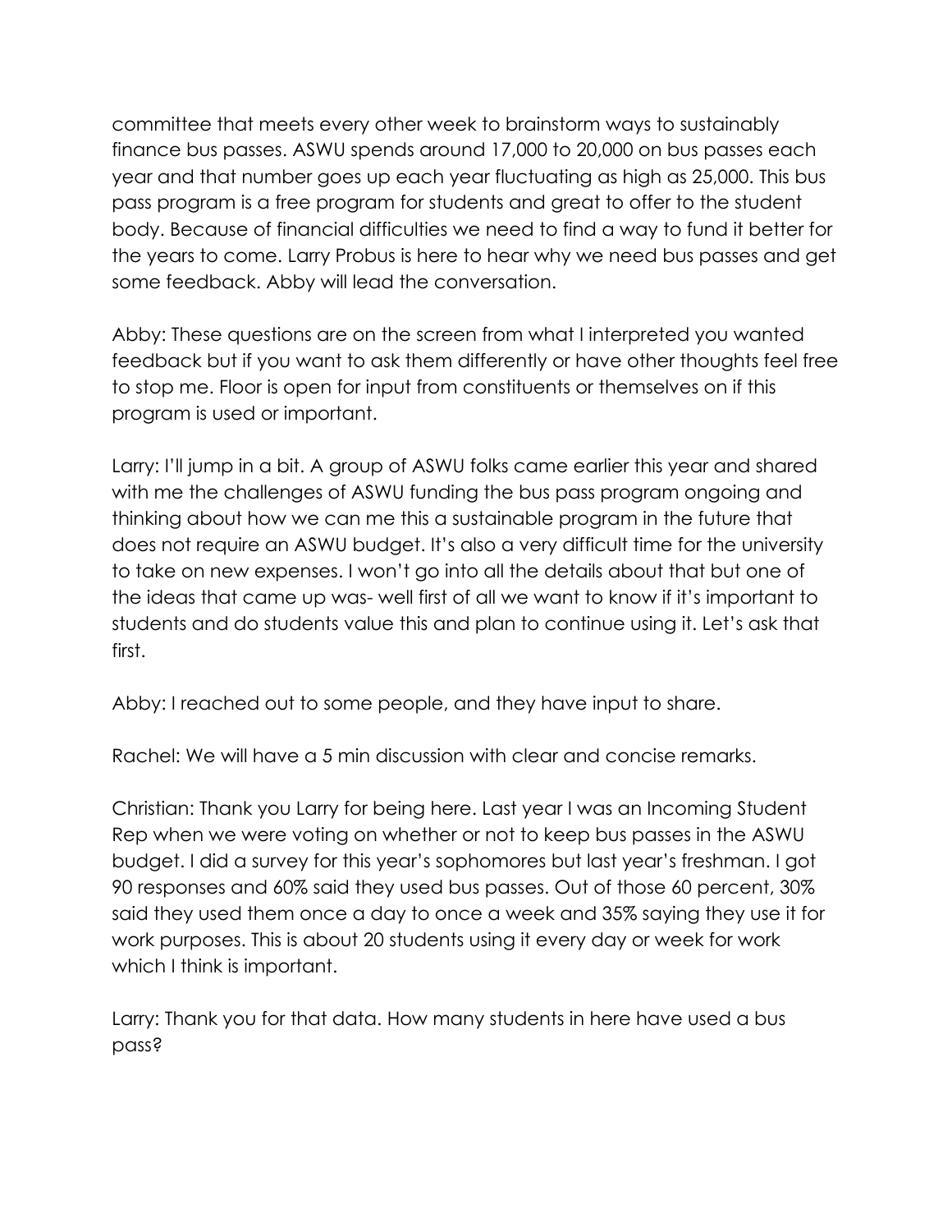committee that meets every other week to brainstorm ways to sustainably finance bus passes. ASWU spends around 17,000 to 20,000 on bus passes each year and that number goes up each year fluctuating as high as 25,000. This bus pass program is a free program for students and great to offer to the student body. Because of financial difficulties we need to find a way to fund it better for the years to come. Larry Probus is here to hear why we need bus passes and get some feedback. Abby will lead the conversation.

Abby: These questions are on the screen from what I interpreted you wanted feedback but if you want to ask them differently or have other thoughts feel free to stop me. Floor is open for input from constituents or themselves on if this program is used or important.

Larry: I'll jump in a bit. A group of ASWU folks came earlier this year and shared with me the challenges of ASWU funding the bus pass program ongoing and thinking about how we can me this a sustainable program in the future that does not require an ASWU budget. It's also a very difficult time for the university to take on new expenses. I won't go into all the details about that but one of the ideas that came up was- well first of all we want to know if it's important to students and do students value this and plan to continue using it. Let's ask that first.

Abby: I reached out to some people, and they have input to share.

Rachel: We will have a 5 min discussion with clear and concise remarks.

Christian: Thank you Larry for being here. Last year I was an Incoming Student Rep when we were voting on whether or not to keep bus passes in the ASWU budget. I did a survey for this year's sophomores but last year's freshman. I got 90 responses and 60% said they used bus passes. Out of those 60 percent, 30% said they used them once a day to once a week and 35% saying they use it for work purposes. This is about 20 students using it every day or week for work which I think is important.

Larry: Thank you for that data. How many students in here have used a bus pass?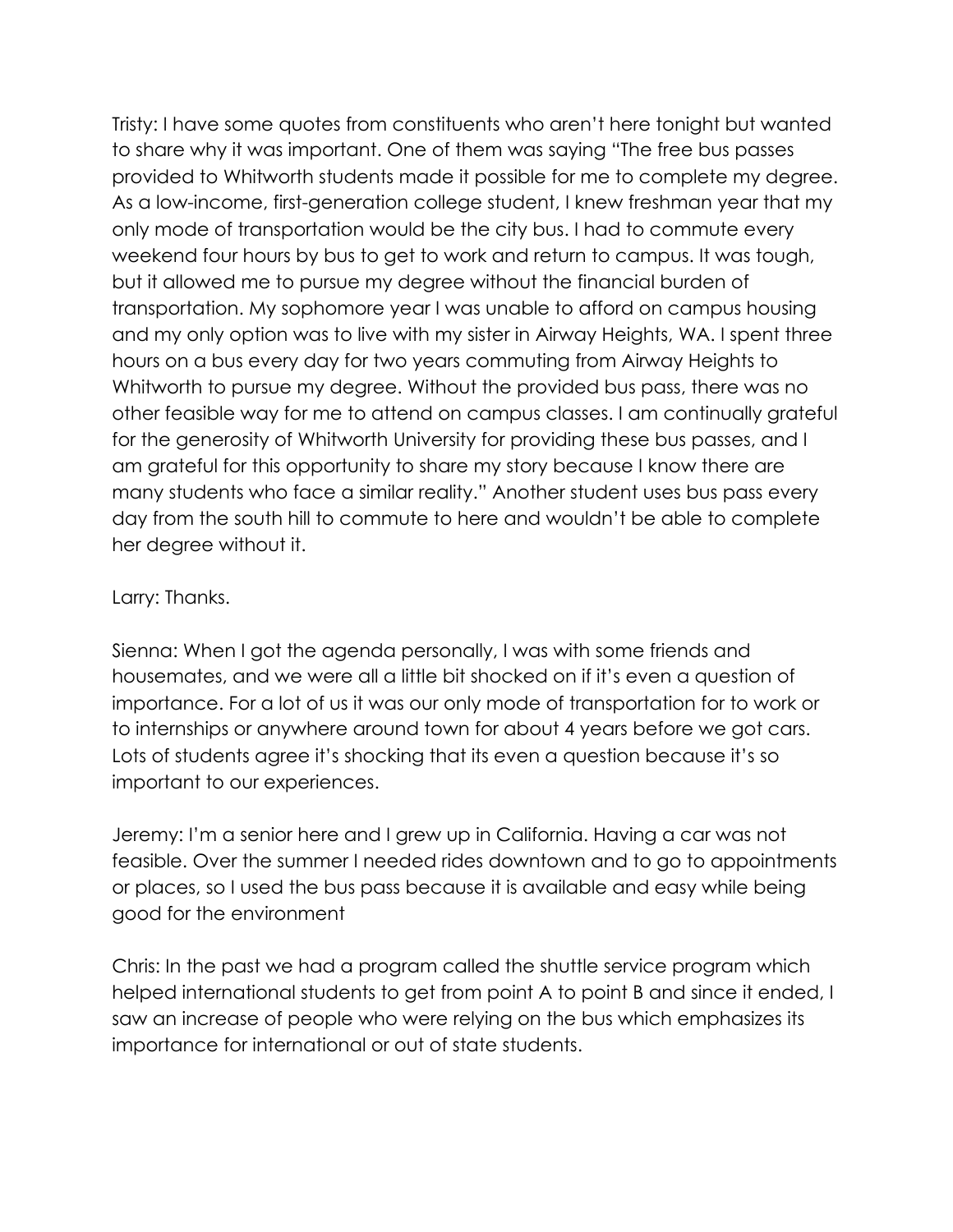Tristy: I have some quotes from constituents who aren't here tonight but wanted to share why it was important. One of them was saying "The free bus passes provided to Whitworth students made it possible for me to complete my degree. As a low-income, first-generation college student, I knew freshman year that my only mode of transportation would be the city bus. I had to commute every weekend four hours by bus to get to work and return to campus. It was tough, but it allowed me to pursue my degree without the financial burden of transportation. My sophomore year I was unable to afford on campus housing and my only option was to live with my sister in Airway Heights, WA. I spent three hours on a bus every day for two years commuting from Airway Heights to Whitworth to pursue my degree. Without the provided bus pass, there was no other feasible way for me to attend on campus classes. I am continually grateful for the generosity of Whitworth University for providing these bus passes, and I am grateful for this opportunity to share my story because I know there are many students who face a similar reality." Another student uses bus pass every day from the south hill to commute to here and wouldn't be able to complete her degree without it.

Larry: Thanks.

Sienna: When I got the agenda personally, I was with some friends and housemates, and we were all a little bit shocked on if it's even a question of importance. For a lot of us it was our only mode of transportation for to work or to internships or anywhere around town for about 4 years before we got cars. Lots of students agree it's shocking that its even a question because it's so important to our experiences.

Jeremy: I'm a senior here and I grew up in California. Having a car was not feasible. Over the summer I needed rides downtown and to go to appointments or places, so I used the bus pass because it is available and easy while being good for the environment

Chris: In the past we had a program called the shuttle service program which helped international students to get from point A to point B and since it ended, I saw an increase of people who were relying on the bus which emphasizes its importance for international or out of state students.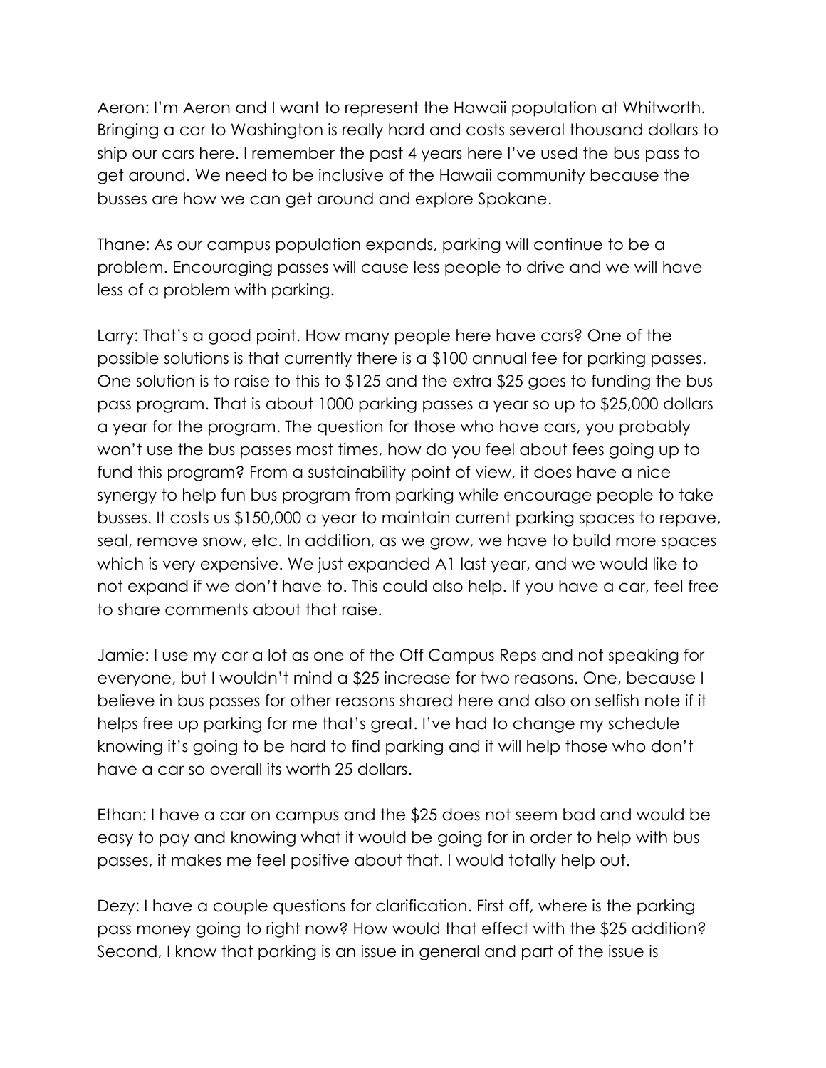Aeron: I'm Aeron and I want to represent the Hawaii population at Whitworth. Bringing a car to Washington is really hard and costs several thousand dollars to ship our cars here. I remember the past 4 years here I've used the bus pass to get around. We need to be inclusive of the Hawaii community because the busses are how we can get around and explore Spokane.

Thane: As our campus population expands, parking will continue to be a problem. Encouraging passes will cause less people to drive and we will have less of a problem with parking.

Larry: That's a good point. How many people here have cars? One of the possible solutions is that currently there is a $100 annual fee for parking passes. One solution is to raise to this to $125 and the extra $25 goes to funding the bus pass program. That is about 1000 parking passes a year so up to $25,000 dollars a year for the program. The question for those who have cars, you probably won't use the bus passes most times, how do you feel about fees going up to fund this program? From a sustainability point of view, it does have a nice synergy to help fun bus program from parking while encourage people to take busses. It costs us $150,000 a year to maintain current parking spaces to repave, seal, remove snow, etc. In addition, as we grow, we have to build more spaces which is very expensive. We just expanded A1 last year, and we would like to not expand if we don't have to. This could also help. If you have a car, feel free to share comments about that raise.

Jamie: I use my car a lot as one of the Off Campus Reps and not speaking for everyone, but I wouldn't mind a $25 increase for two reasons. One, because I believe in bus passes for other reasons shared here and also on selfish note if it helps free up parking for me that's great. I've had to change my schedule knowing it's going to be hard to find parking and it will help those who don't have a car so overall its worth 25 dollars.

Ethan: I have a car on campus and the $25 does not seem bad and would be easy to pay and knowing what it would be going for in order to help with bus passes, it makes me feel positive about that. I would totally help out.

Dezy: I have a couple questions for clarification. First off, where is the parking pass money going to right now? How would that effect with the $25 addition? Second, I know that parking is an issue in general and part of the issue is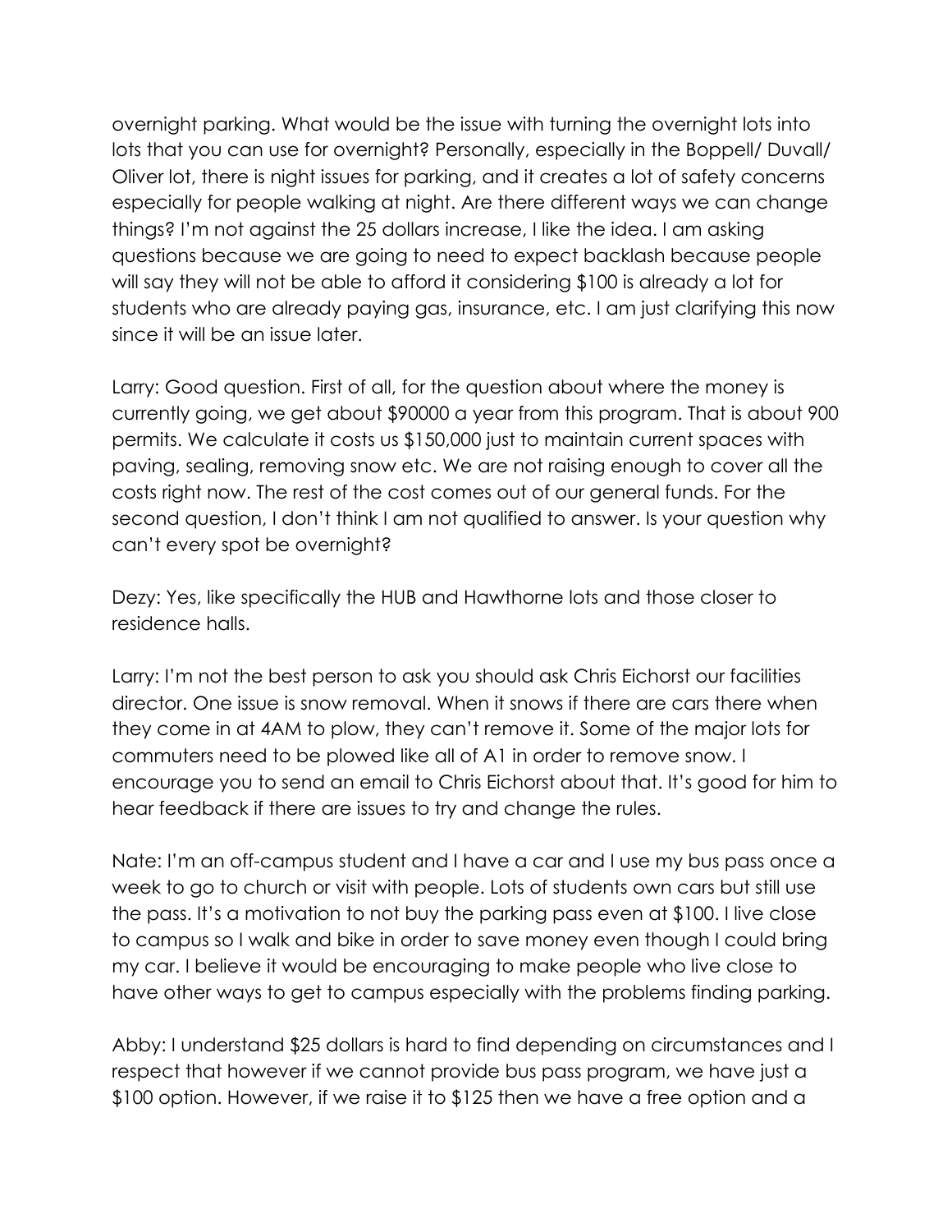overnight parking. What would be the issue with turning the overnight lots into lots that you can use for overnight? Personally, especially in the Boppell/ Duvall/ Oliver lot, there is night issues for parking, and it creates a lot of safety concerns especially for people walking at night. Are there different ways we can change things? I'm not against the 25 dollars increase, I like the idea. I am asking questions because we are going to need to expect backlash because people will say they will not be able to afford it considering $100 is already a lot for students who are already paying gas, insurance, etc. I am just clarifying this now since it will be an issue later.

Larry: Good question. First of all, for the question about where the money is currently going, we get about $90000 a year from this program. That is about 900 permits. We calculate it costs us $150,000 just to maintain current spaces with paving, sealing, removing snow etc. We are not raising enough to cover all the costs right now. The rest of the cost comes out of our general funds. For the second question, I don't think I am not qualified to answer. Is your question why can't every spot be overnight?

Dezy: Yes, like specifically the HUB and Hawthorne lots and those closer to residence halls.

Larry: I'm not the best person to ask you should ask Chris Eichorst our facilities director. One issue is snow removal. When it snows if there are cars there when they come in at 4AM to plow, they can't remove it. Some of the major lots for commuters need to be plowed like all of A1 in order to remove snow. I encourage you to send an email to Chris Eichorst about that. It's good for him to hear feedback if there are issues to try and change the rules.

Nate: I'm an off-campus student and I have a car and I use my bus pass once a week to go to church or visit with people. Lots of students own cars but still use the pass. It's a motivation to not buy the parking pass even at $100. I live close to campus so I walk and bike in order to save money even though I could bring my car. I believe it would be encouraging to make people who live close to have other ways to get to campus especially with the problems finding parking.

Abby: I understand $25 dollars is hard to find depending on circumstances and I respect that however if we cannot provide bus pass program, we have just a $100 option. However, if we raise it to $125 then we have a free option and a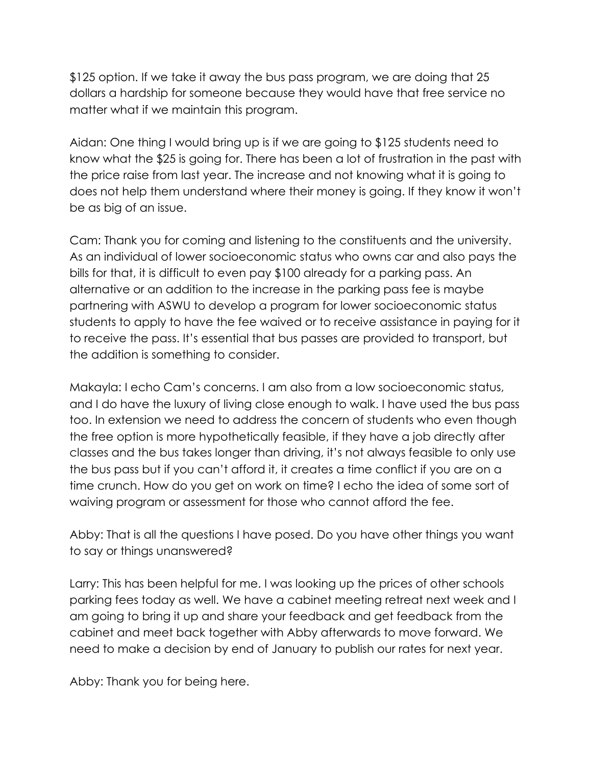$125 option. If we take it away the bus pass program, we are doing that 25 dollars a hardship for someone because they would have that free service no matter what if we maintain this program.

Aidan: One thing I would bring up is if we are going to $125 students need to know what the $25 is going for. There has been a lot of frustration in the past with the price raise from last year. The increase and not knowing what it is going to does not help them understand where their money is going. If they know it won't be as big of an issue.

Cam: Thank you for coming and listening to the constituents and the university. As an individual of lower socioeconomic status who owns car and also pays the bills for that, it is difficult to even pay $100 already for a parking pass. An alternative or an addition to the increase in the parking pass fee is maybe partnering with ASWU to develop a program for lower socioeconomic status students to apply to have the fee waived or to receive assistance in paying for it to receive the pass. It's essential that bus passes are provided to transport, but the addition is something to consider.

Makayla: I echo Cam's concerns. I am also from a low socioeconomic status, and I do have the luxury of living close enough to walk. I have used the bus pass too. In extension we need to address the concern of students who even though the free option is more hypothetically feasible, if they have a job directly after classes and the bus takes longer than driving, it's not always feasible to only use the bus pass but if you can't afford it, it creates a time conflict if you are on a time crunch. How do you get on work on time? I echo the idea of some sort of waiving program or assessment for those who cannot afford the fee.

Abby: That is all the questions I have posed. Do you have other things you want to say or things unanswered?

Larry: This has been helpful for me. I was looking up the prices of other schools parking fees today as well. We have a cabinet meeting retreat next week and I am going to bring it up and share your feedback and get feedback from the cabinet and meet back together with Abby afterwards to move forward. We need to make a decision by end of January to publish our rates for next year.

Abby: Thank you for being here.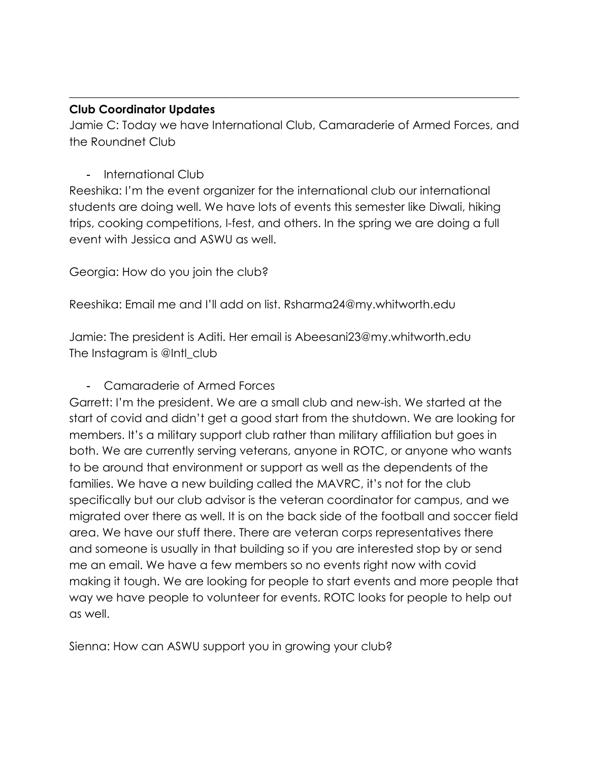---

**Club Coordinator Updates**

Jamie C: Today we have International Club, Camaraderie of Armed Forces, and the Roundnet Club

- International Club

Reeshika: I'm the event organizer for the international club our international students are doing well. We have lots of events this semester like Diwali, hiking trips, cooking competitions, I-fest, and others. In the spring we are doing a full event with Jessica and ASWU as well.

Georgia: How do you join the club?

Reeshika: Email me and I'll add on list. Rsharma24@my.whitworth.edu

Jamie: The president is Aditi. Her email is Abeesani23@my.whitworth.edu
The Instagram is @Intl_club

- Camaraderie of Armed Forces

Garrett: I'm the president. We are a small club and new-ish. We started at the start of covid and didn't get a good start from the shutdown. We are looking for members. It's a military support club rather than military affiliation but goes in both. We are currently serving veterans, anyone in ROTC, or anyone who wants to be around that environment or support as well as the dependents of the families. We have a new building called the MAVRC, it's not for the club specifically but our club advisor is the veteran coordinator for campus, and we migrated over there as well. It is on the back side of the football and soccer field area. We have our stuff there. There are veteran corps representatives there and someone is usually in that building so if you are interested stop by or send me an email. We have a few members so no events right now with covid making it tough. We are looking for people to start events and more people that way we have people to volunteer for events. ROTC looks for people to help out as well.

Sienna: How can ASWU support you in growing your club?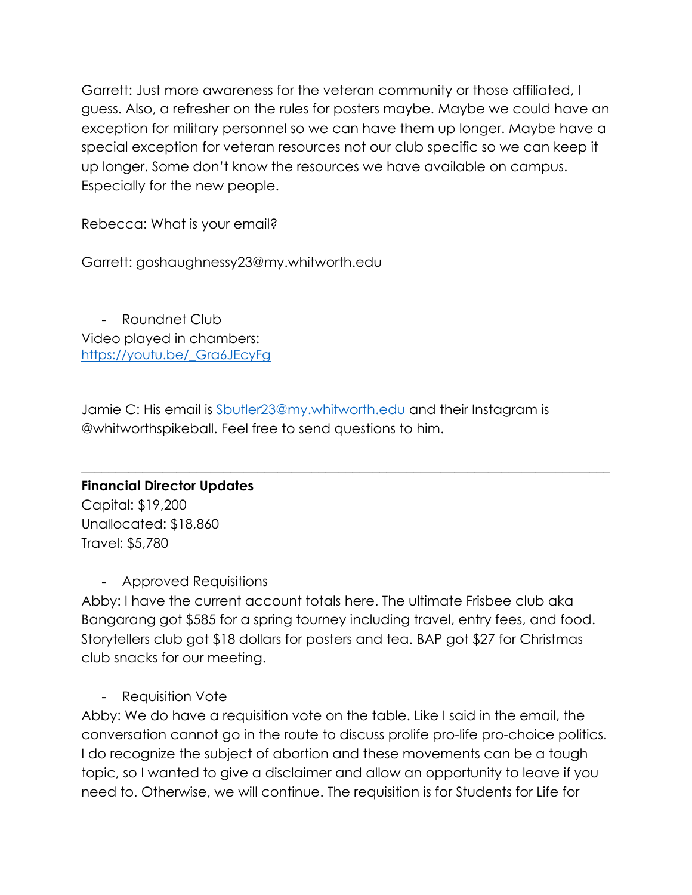Garrett: Just more awareness for the veteran community or those affiliated, I guess. Also, a refresher on the rules for posters maybe. Maybe we could have an exception for military personnel so we can have them up longer. Maybe have a special exception for veteran resources not our club specific so we can keep it up longer. Some don't know the resources we have available on campus. Especially for the new people.

Rebecca: What is your email?

Garrett: goshaughnessy23@my.whitworth.edu

- Roundnet Club

Video played in chambers: [https://youtu.be/_Gra6JEcyFg](https://youtu.be/_Gra6JEcyFg)

Jamie C: His email is [Sbutler23@my.whitworth.edu](mailto:Sbutler23@my.whitworth.edu) and their Instagram is @whitworthspikeball. Feel free to send questions to him.

---

**Financial Director Updates**

Capital: $19,200
Unallocated: $18,860
Travel: $5,780

- Approved Requisitions

Abby: I have the current account totals here. The ultimate Frisbee club aka Bangarang got $585 for a spring tourney including travel, entry fees, and food. Storytellers club got $18 dollars for posters and tea. BAP got $27 for Christmas club snacks for our meeting.

- Requisition Vote

Abby: We do have a requisition vote on the table. Like I said in the email, the conversation cannot go in the route to discuss prolife pro-life pro-choice politics. I do recognize the subject of abortion and these movements can be a tough topic, so I wanted to give a disclaimer and allow an opportunity to leave if you need to. Otherwise, we will continue. The requisition is for Students for Life for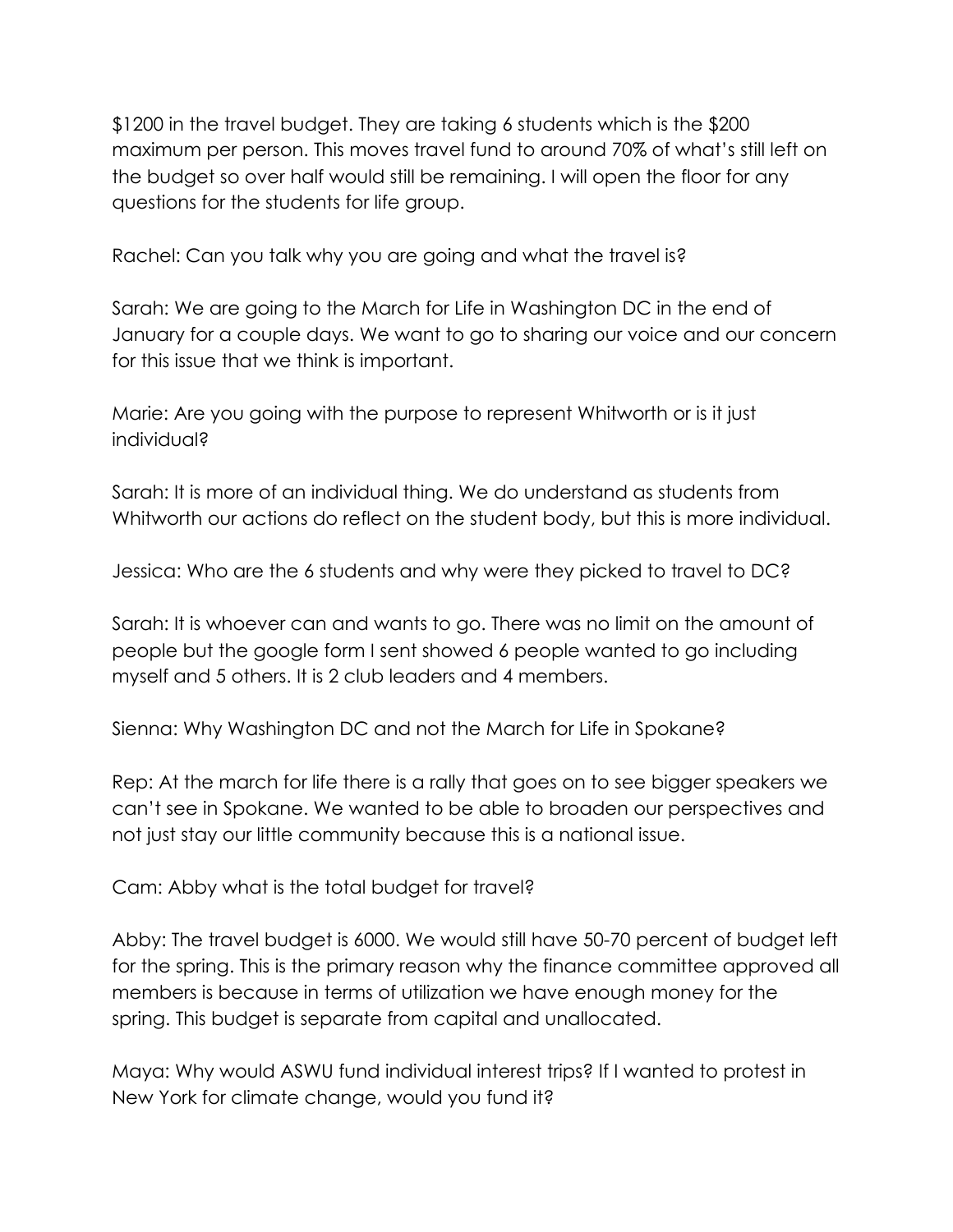$1200 in the travel budget. They are taking 6 students which is the $200 maximum per person. This moves travel fund to around 70% of what's still left on the budget so over half would still be remaining. I will open the floor for any questions for the students for life group.

Rachel: Can you talk why you are going and what the travel is?

Sarah: We are going to the March for Life in Washington DC in the end of January for a couple days. We want to go to sharing our voice and our concern for this issue that we think is important.

Marie: Are you going with the purpose to represent Whitworth or is it just individual?

Sarah: It is more of an individual thing. We do understand as students from Whitworth our actions do reflect on the student body, but this is more individual.

Jessica: Who are the 6 students and why were they picked to travel to DC?

Sarah: It is whoever can and wants to go. There was no limit on the amount of people but the google form I sent showed 6 people wanted to go including myself and 5 others. It is 2 club leaders and 4 members.

Sienna: Why Washington DC and not the March for Life in Spokane?

Rep: At the march for life there is a rally that goes on to see bigger speakers we can't see in Spokane. We wanted to be able to broaden our perspectives and not just stay our little community because this is a national issue.

Cam: Abby what is the total budget for travel?

Abby: The travel budget is 6000. We would still have 50-70 percent of budget left for the spring. This is the primary reason why the finance committee approved all members is because in terms of utilization we have enough money for the spring. This budget is separate from capital and unallocated.

Maya: Why would ASWU fund individual interest trips? If I wanted to protest in New York for climate change, would you fund it?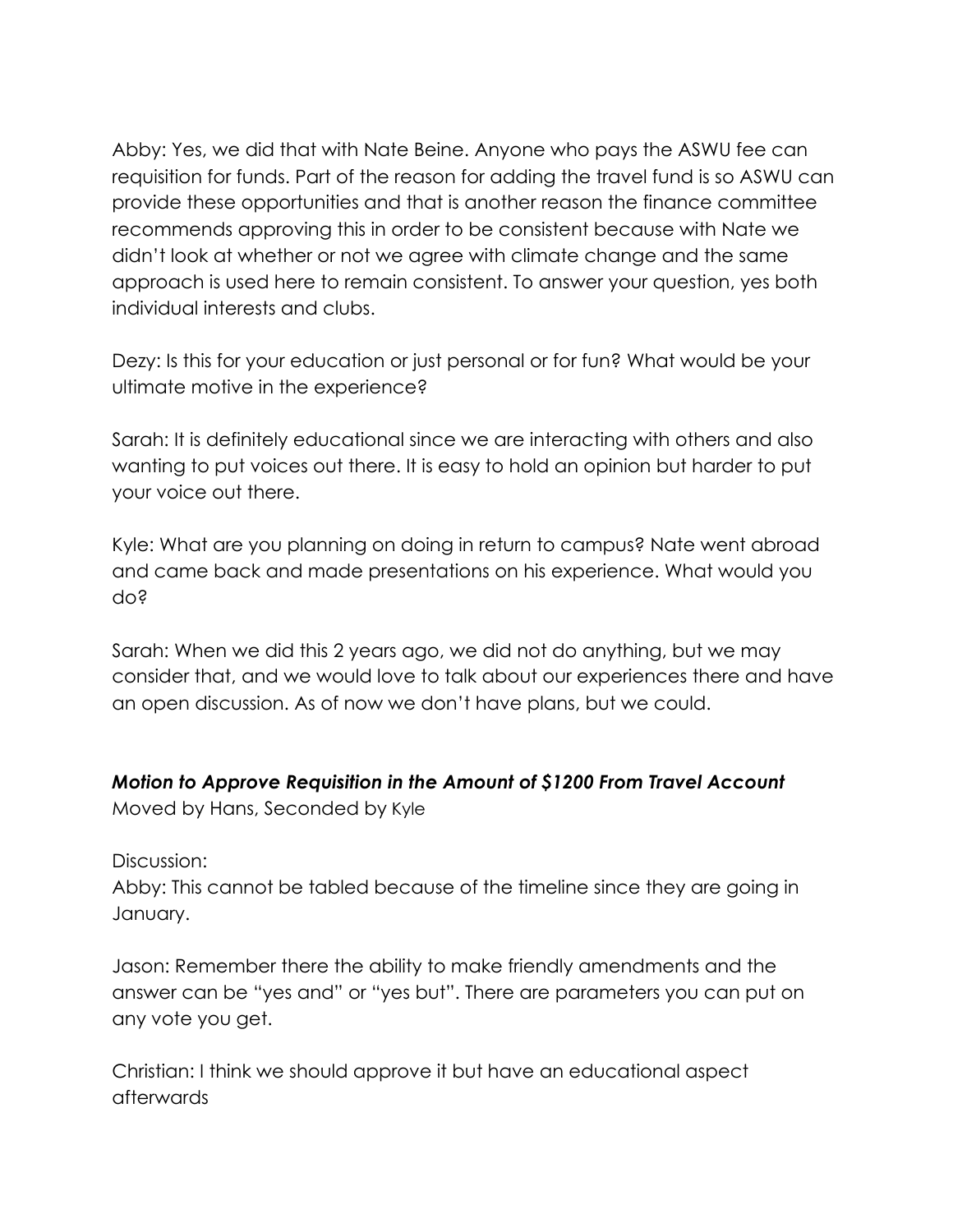Abby: Yes, we did that with Nate Beine. Anyone who pays the ASWU fee can requisition for funds. Part of the reason for adding the travel fund is so ASWU can provide these opportunities and that is another reason the finance committee recommends approving this in order to be consistent because with Nate we didn't look at whether or not we agree with climate change and the same approach is used here to remain consistent. To answer your question, yes both individual interests and clubs.

Dezy: Is this for your education or just personal or for fun? What would be your ultimate motive in the experience?

Sarah: It is definitely educational since we are interacting with others and also wanting to put voices out there. It is easy to hold an opinion but harder to put your voice out there.

Kyle: What are you planning on doing in return to campus? Nate went abroad and came back and made presentations on his experience. What would you do?

Sarah: When we did this 2 years ago, we did not do anything, but we may consider that, and we would love to talk about our experiences there and have an open discussion. As of now we don't have plans, but we could.

***Motion to Approve Requisition in the Amount of $1200 From Travel Account***
Moved by Hans, Seconded by Kyle

Discussion:
Abby: This cannot be tabled because of the timeline since they are going in January.

Jason: Remember there the ability to make friendly amendments and the answer can be "yes and" or "yes but". There are parameters you can put on any vote you get.

Christian: I think we should approve it but have an educational aspect afterwards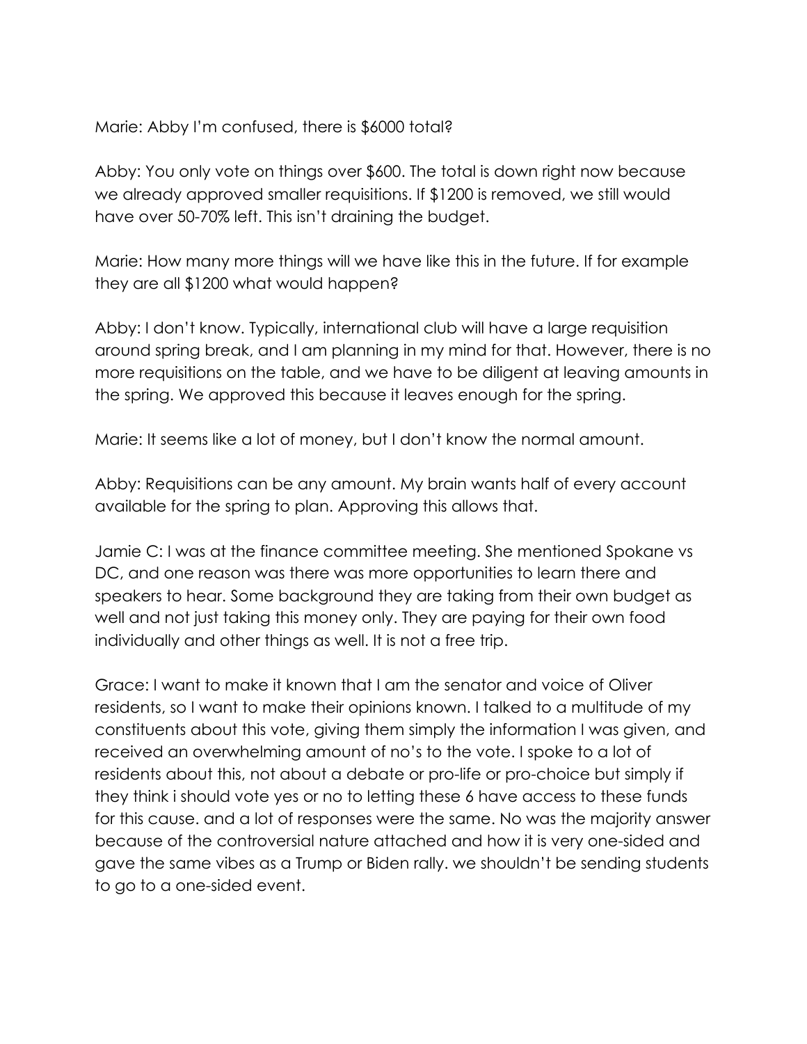Marie: Abby I'm confused, there is $6000 total?

Abby: You only vote on things over $600. The total is down right now because we already approved smaller requisitions. If $1200 is removed, we still would have over 50-70% left. This isn't draining the budget.

Marie: How many more things will we have like this in the future. If for example they are all $1200 what would happen?

Abby: I don't know. Typically, international club will have a large requisition around spring break, and I am planning in my mind for that. However, there is no more requisitions on the table, and we have to be diligent at leaving amounts in the spring. We approved this because it leaves enough for the spring.

Marie: It seems like a lot of money, but I don't know the normal amount.

Abby: Requisitions can be any amount. My brain wants half of every account available for the spring to plan. Approving this allows that.

Jamie C: I was at the finance committee meeting. She mentioned Spokane vs DC, and one reason was there was more opportunities to learn there and speakers to hear. Some background they are taking from their own budget as well and not just taking this money only. They are paying for their own food individually and other things as well. It is not a free trip.

Grace: I want to make it known that I am the senator and voice of Oliver residents, so I want to make their opinions known. I talked to a multitude of my constituents about this vote, giving them simply the information I was given, and received an overwhelming amount of no's to the vote. I spoke to a lot of residents about this, not about a debate or pro-life or pro-choice but simply if they think i should vote yes or no to letting these 6 have access to these funds for this cause. and a lot of responses were the same. No was the majority answer because of the controversial nature attached and how it is very one-sided and gave the same vibes as a Trump or Biden rally. we shouldn't be sending students to go to a one-sided event.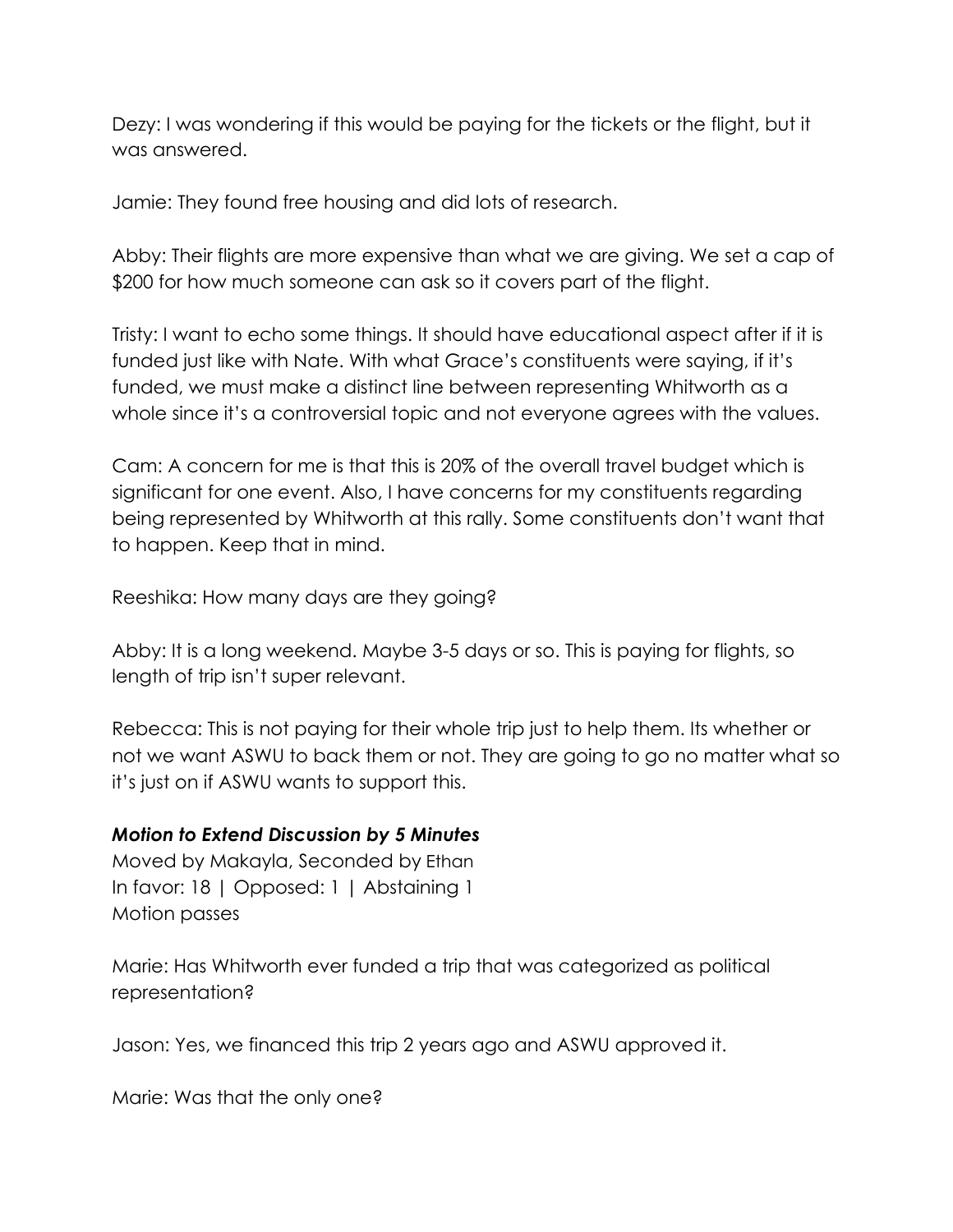Dezy: I was wondering if this would be paying for the tickets or the flight, but it was answered.

Jamie: They found free housing and did lots of research.

Abby: Their flights are more expensive than what we are giving. We set a cap of $200 for how much someone can ask so it covers part of the flight.

Tristy: I want to echo some things. It should have educational aspect after if it is funded just like with Nate. With what Grace's constituents were saying, if it's funded, we must make a distinct line between representing Whitworth as a whole since it's a controversial topic and not everyone agrees with the values.

Cam: A concern for me is that this is 20% of the overall travel budget which is significant for one event. Also, I have concerns for my constituents regarding being represented by Whitworth at this rally. Some constituents don't want that to happen. Keep that in mind.

Reeshika: How many days are they going?

Abby: It is a long weekend. Maybe 3-5 days or so. This is paying for flights, so length of trip isn't super relevant.

Rebecca: This is not paying for their whole trip just to help them. Its whether or not we want ASWU to back them or not. They are going to go no matter what so it's just on if ASWU wants to support this.

***Motion to Extend Discussion by 5 Minutes***
Moved by Makayla, Seconded by Ethan
In favor: 18 | Opposed: 1 | Abstaining 1
Motion passes

Marie: Has Whitworth ever funded a trip that was categorized as political representation?

Jason: Yes, we financed this trip 2 years ago and ASWU approved it.

Marie: Was that the only one?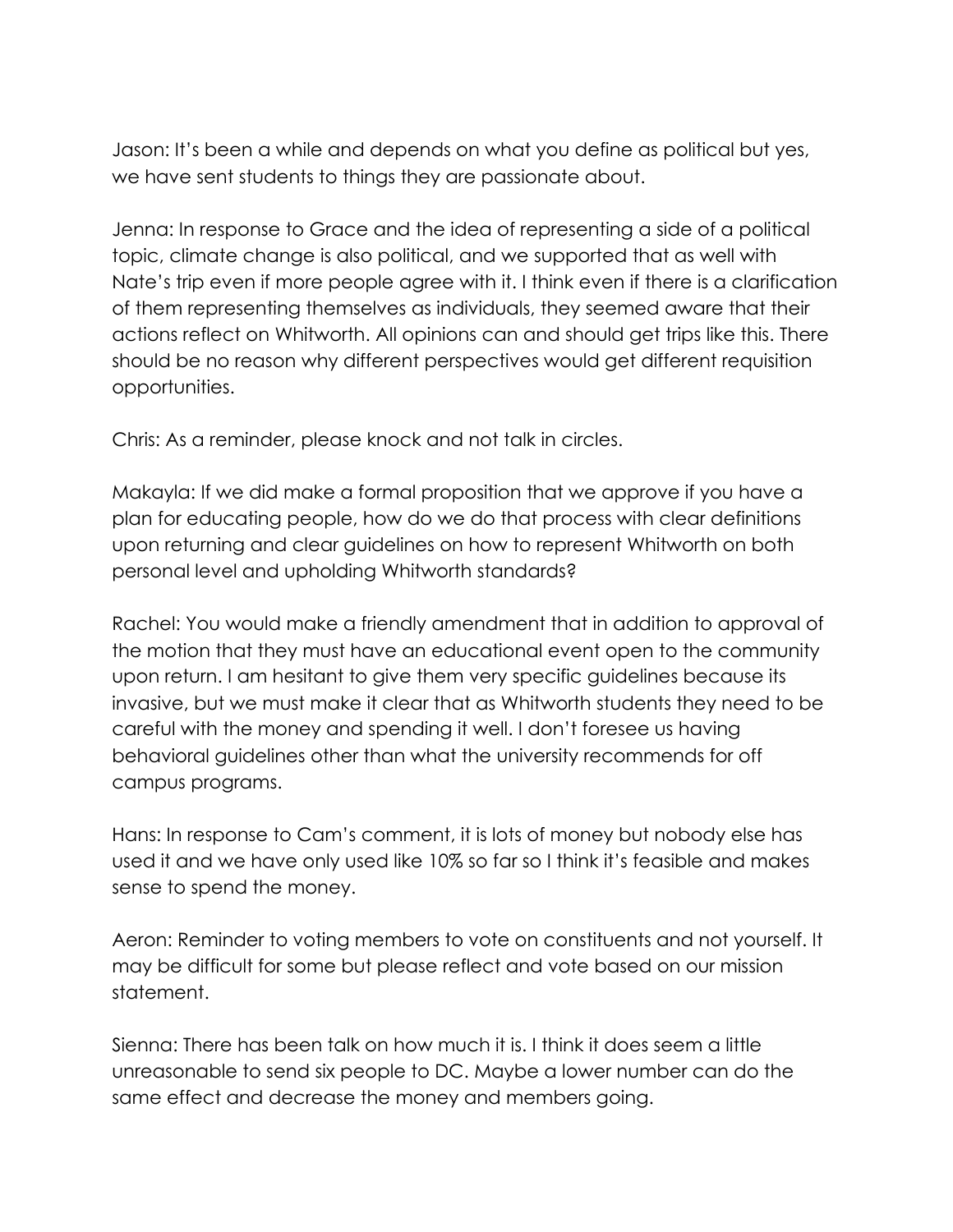Jason: It's been a while and depends on what you define as political but yes, we have sent students to things they are passionate about.

Jenna: In response to Grace and the idea of representing a side of a political topic, climate change is also political, and we supported that as well with Nate's trip even if more people agree with it. I think even if there is a clarification of them representing themselves as individuals, they seemed aware that their actions reflect on Whitworth. All opinions can and should get trips like this. There should be no reason why different perspectives would get different requisition opportunities.

Chris: As a reminder, please knock and not talk in circles.

Makayla: If we did make a formal proposition that we approve if you have a plan for educating people, how do we do that process with clear definitions upon returning and clear guidelines on how to represent Whitworth on both personal level and upholding Whitworth standards?

Rachel: You would make a friendly amendment that in addition to approval of the motion that they must have an educational event open to the community upon return. I am hesitant to give them very specific guidelines because its invasive, but we must make it clear that as Whitworth students they need to be careful with the money and spending it well. I don't foresee us having behavioral guidelines other than what the university recommends for off campus programs.

Hans: In response to Cam's comment, it is lots of money but nobody else has used it and we have only used like 10% so far so I think it's feasible and makes sense to spend the money.

Aeron: Reminder to voting members to vote on constituents and not yourself. It may be difficult for some but please reflect and vote based on our mission statement.

Sienna: There has been talk on how much it is. I think it does seem a little unreasonable to send six people to DC. Maybe a lower number can do the same effect and decrease the money and members going.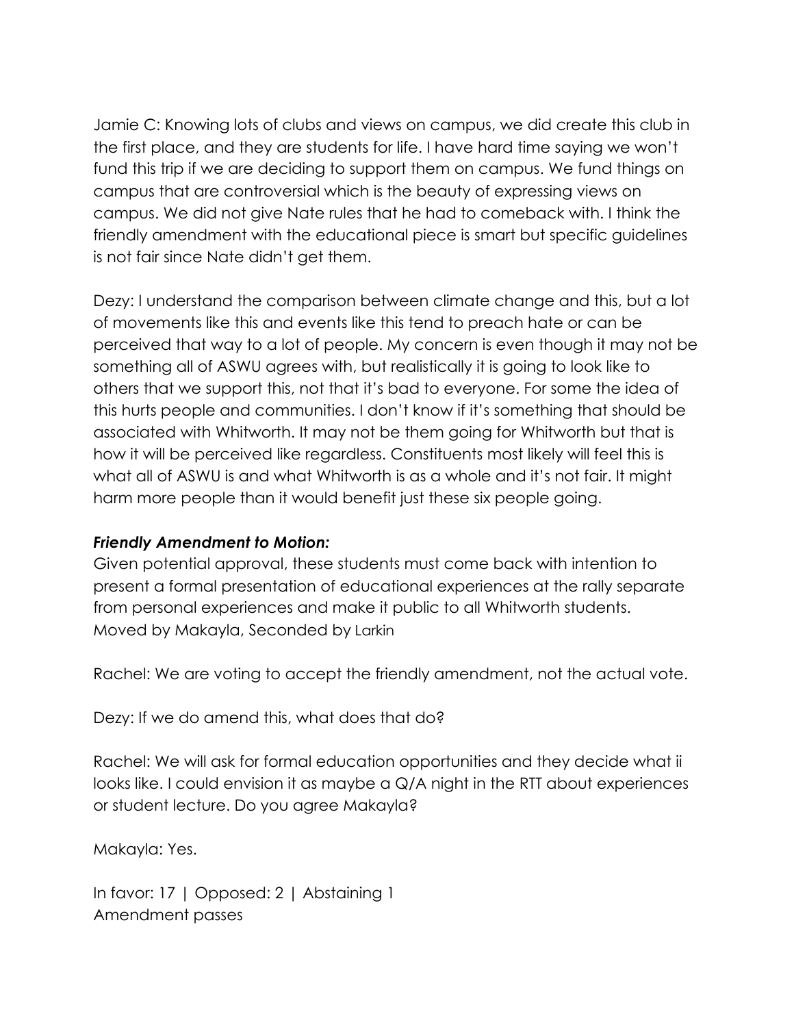Jamie C: Knowing lots of clubs and views on campus, we did create this club in the first place, and they are students for life. I have hard time saying we won't fund this trip if we are deciding to support them on campus. We fund things on campus that are controversial which is the beauty of expressing views on campus. We did not give Nate rules that he had to comeback with. I think the friendly amendment with the educational piece is smart but specific guidelines is not fair since Nate didn't get them.

Dezy: I understand the comparison between climate change and this, but a lot of movements like this and events like this tend to preach hate or can be perceived that way to a lot of people. My concern is even though it may not be something all of ASWU agrees with, but realistically it is going to look like to others that we support this, not that it's bad to everyone. For some the idea of this hurts people and communities. I don't know if it's something that should be associated with Whitworth. It may not be them going for Whitworth but that is how it will be perceived like regardless. Constituents most likely will feel this is what all of ASWU is and what Whitworth is as a whole and it's not fair. It might harm more people than it would benefit just these six people going.

***Friendly Amendment to Motion:***

Given potential approval, these students must come back with intention to present a formal presentation of educational experiences at the rally separate from personal experiences and make it public to all Whitworth students.
Moved by Makayla, Seconded by Larkin

Rachel: We are voting to accept the friendly amendment, not the actual vote.

Dezy: If we do amend this, what does that do?

Rachel: We will ask for formal education opportunities and they decide what ii looks like. I could envision it as maybe a Q/A night in the RTT about experiences or student lecture. Do you agree Makayla?

Makayla: Yes.

In favor: 17 | Opposed: 2 | Abstaining 1
Amendment passes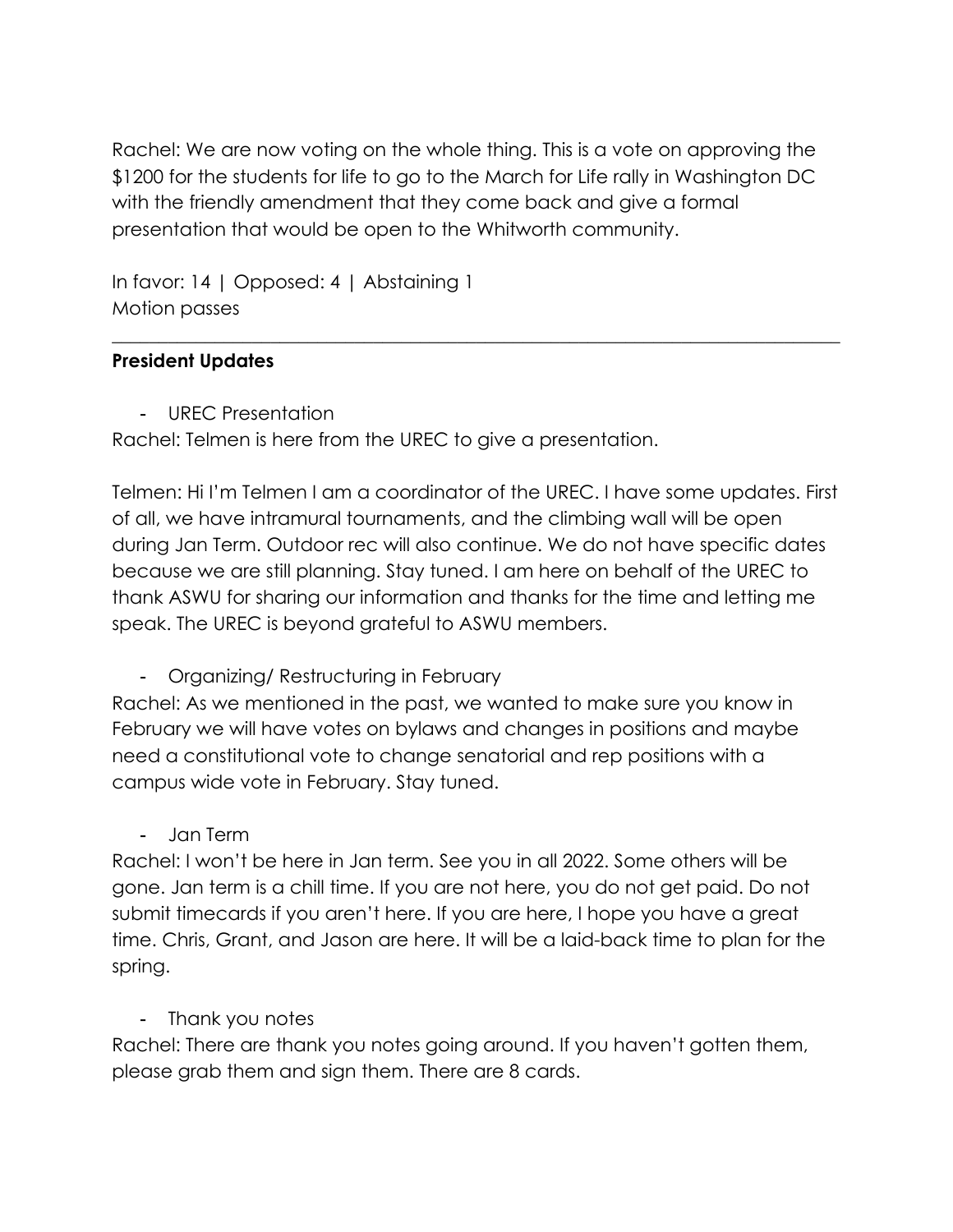Rachel: We are now voting on the whole thing. This is a vote on approving the $1200 for the students for life to go to the March for Life rally in Washington DC with the friendly amendment that they come back and give a formal presentation that would be open to the Whitworth community.

In favor: 14 | Opposed: 4 | Abstaining 1
Motion passes

---

**President Updates**

- UREC Presentation

Rachel: Telmen is here from the UREC to give a presentation.

Telmen: Hi I'm Telmen I am a coordinator of the UREC. I have some updates. First of all, we have intramural tournaments, and the climbing wall will be open during Jan Term. Outdoor rec will also continue. We do not have specific dates because we are still planning. Stay tuned. I am here on behalf of the UREC to thank ASWU for sharing our information and thanks for the time and letting me speak. The UREC is beyond grateful to ASWU members.

- Organizing/ Restructuring in February

Rachel: As we mentioned in the past, we wanted to make sure you know in February we will have votes on bylaws and changes in positions and maybe need a constitutional vote to change senatorial and rep positions with a campus wide vote in February. Stay tuned.

- Jan Term

Rachel: I won't be here in Jan term. See you in all 2022. Some others will be gone. Jan term is a chill time. If you are not here, you do not get paid. Do not submit timecards if you aren't here. If you are here, I hope you have a great time. Chris, Grant, and Jason are here. It will be a laid-back time to plan for the spring.

- Thank you notes

Rachel: There are thank you notes going around. If you haven't gotten them, please grab them and sign them. There are 8 cards.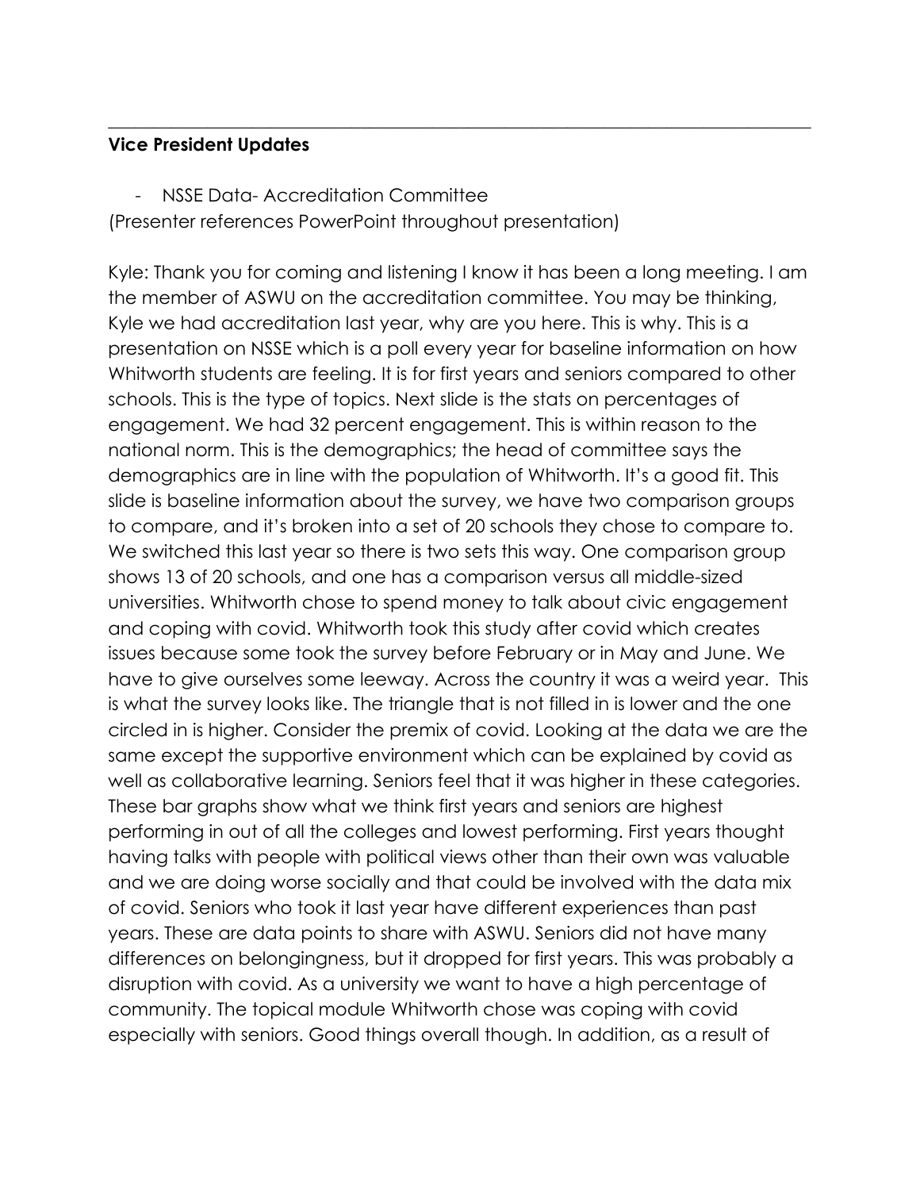---

**Vice President Updates**

- NSSE Data- Accreditation Committee

(Presenter references PowerPoint throughout presentation)

Kyle: Thank you for coming and listening I know it has been a long meeting. I am the member of ASWU on the accreditation committee. You may be thinking, Kyle we had accreditation last year, why are you here. This is why. This is a presentation on NSSE which is a poll every year for baseline information on how Whitworth students are feeling. It is for first years and seniors compared to other schools. This is the type of topics. Next slide is the stats on percentages of engagement. We had 32 percent engagement. This is within reason to the national norm. This is the demographics; the head of committee says the demographics are in line with the population of Whitworth. It's a good fit. This slide is baseline information about the survey, we have two comparison groups to compare, and it's broken into a set of 20 schools they chose to compare to. We switched this last year so there is two sets this way. One comparison group shows 13 of 20 schools, and one has a comparison versus all middle-sized universities. Whitworth chose to spend money to talk about civic engagement and coping with covid. Whitworth took this study after covid which creates issues because some took the survey before February or in May and June. We have to give ourselves some leeway. Across the country it was a weird year. This is what the survey looks like. The triangle that is not filled in is lower and the one circled in is higher. Consider the premix of covid. Looking at the data we are the same except the supportive environment which can be explained by covid as well as collaborative learning. Seniors feel that it was higher in these categories. These bar graphs show what we think first years and seniors are highest performing in out of all the colleges and lowest performing. First years thought having talks with people with political views other than their own was valuable and we are doing worse socially and that could be involved with the data mix of covid. Seniors who took it last year have different experiences than past years. These are data points to share with ASWU. Seniors did not have many differences on belongingness, but it dropped for first years. This was probably a disruption with covid. As a university we want to have a high percentage of community. The topical module Whitworth chose was coping with covid especially with seniors. Good things overall though. In addition, as a result of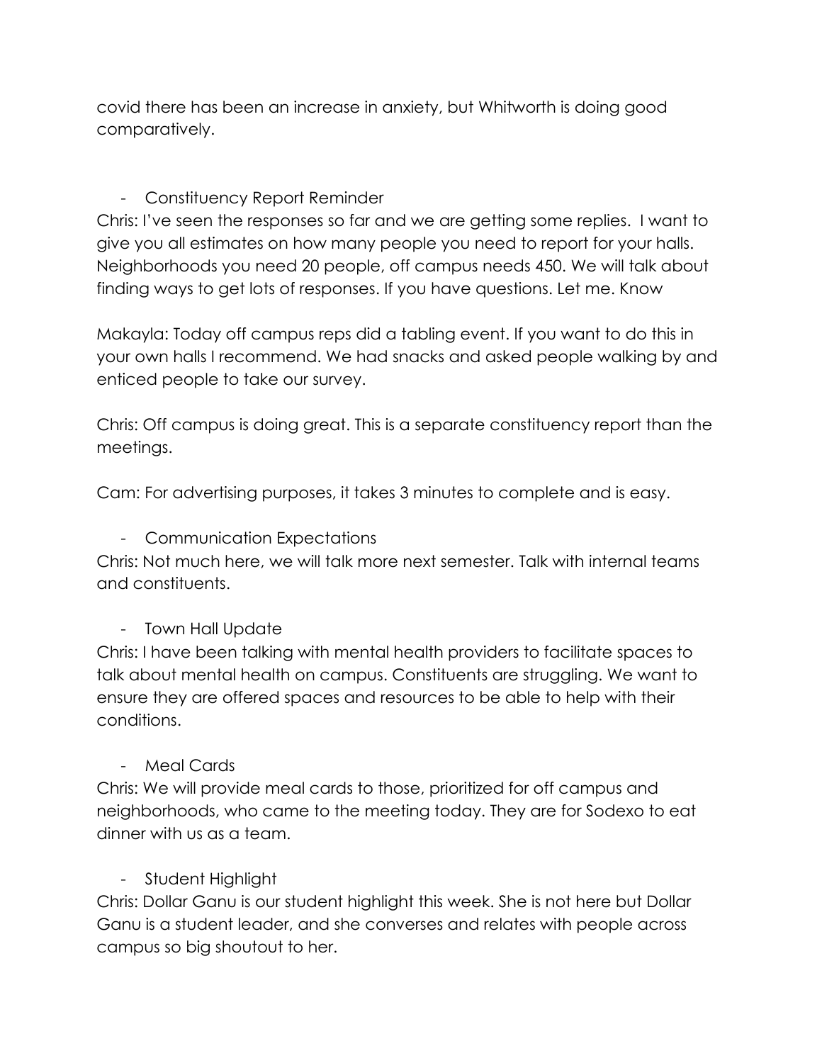covid there has been an increase in anxiety, but Whitworth is doing good comparatively.

- Constituency Report Reminder

Chris: I've seen the responses so far and we are getting some replies. I want to give you all estimates on how many people you need to report for your halls. Neighborhoods you need 20 people, off campus needs 450. We will talk about finding ways to get lots of responses. If you have questions. Let me. Know

Makayla: Today off campus reps did a tabling event. If you want to do this in your own halls I recommend. We had snacks and asked people walking by and enticed people to take our survey.

Chris: Off campus is doing great. This is a separate constituency report than the meetings.

Cam: For advertising purposes, it takes 3 minutes to complete and is easy.

- Communication Expectations

Chris: Not much here, we will talk more next semester. Talk with internal teams and constituents.

- Town Hall Update

Chris: I have been talking with mental health providers to facilitate spaces to talk about mental health on campus. Constituents are struggling. We want to ensure they are offered spaces and resources to be able to help with their conditions.

- Meal Cards

Chris: We will provide meal cards to those, prioritized for off campus and neighborhoods, who came to the meeting today. They are for Sodexo to eat dinner with us as a team.

- Student Highlight

Chris: Dollar Ganu is our student highlight this week. She is not here but Dollar Ganu is a student leader, and she converses and relates with people across campus so big shoutout to her.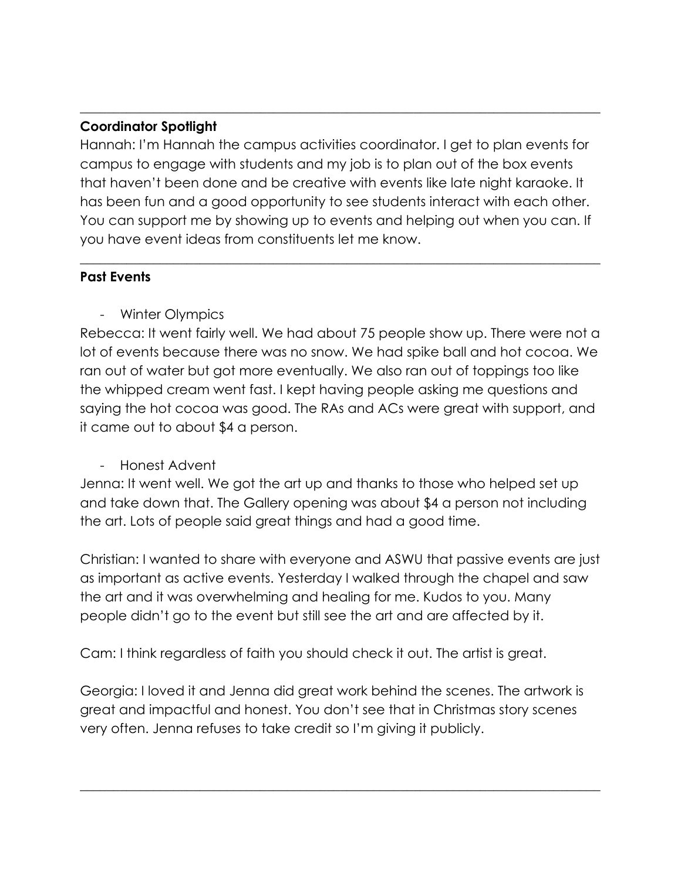---

**Coordinator Spotlight**

Hannah: I'm Hannah the campus activities coordinator. I get to plan events for campus to engage with students and my job is to plan out of the box events that haven't been done and be creative with events like late night karaoke. It has been fun and a good opportunity to see students interact with each other. You can support me by showing up to events and helping out when you can. If you have event ideas from constituents let me know.

---

**Past Events**

- Winter Olympics

Rebecca: It went fairly well. We had about 75 people show up. There were not a lot of events because there was no snow. We had spike ball and hot cocoa. We ran out of water but got more eventually. We also ran out of toppings too like the whipped cream went fast. I kept having people asking me questions and saying the hot cocoa was good. The RAs and ACs were great with support, and it came out to about $4 a person.

- Honest Advent

Jenna: It went well. We got the art up and thanks to those who helped set up and take down that. The Gallery opening was about $4 a person not including the art. Lots of people said great things and had a good time.

Christian: I wanted to share with everyone and ASWU that passive events are just as important as active events. Yesterday I walked through the chapel and saw the art and it was overwhelming and healing for me. Kudos to you. Many people didn't go to the event but still see the art and are affected by it.

Cam: I think regardless of faith you should check it out. The artist is great.

Georgia: I loved it and Jenna did great work behind the scenes. The artwork is great and impactful and honest. You don't see that in Christmas story scenes very often. Jenna refuses to take credit so I'm giving it publicly.

---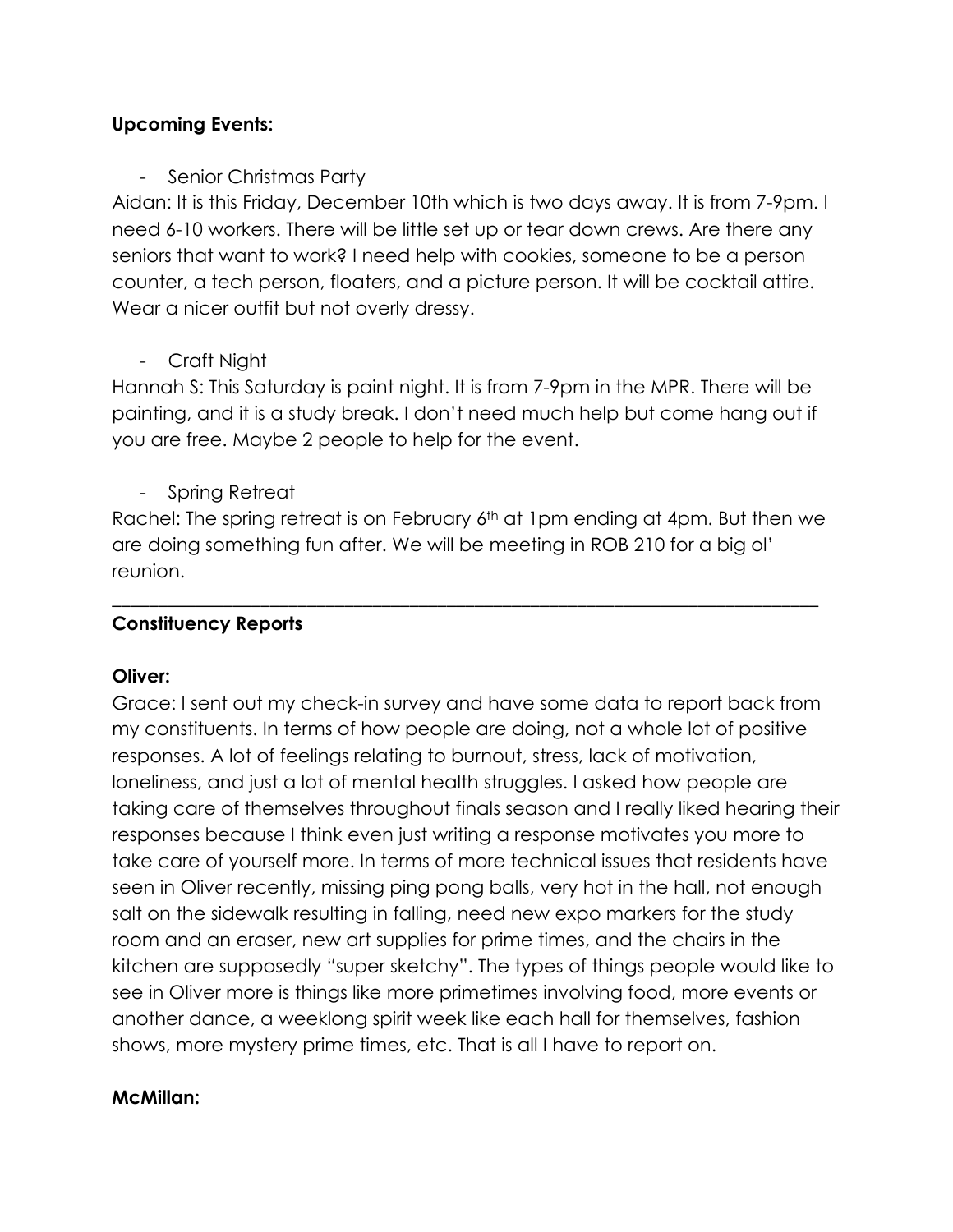**Upcoming Events:**

- Senior Christmas Party

Aidan: It is this Friday, December 10th which is two days away. It is from 7-9pm. I need 6-10 workers. There will be little set up or tear down crews. Are there any seniors that want to work? I need help with cookies, someone to be a person counter, a tech person, floaters, and a picture person. It will be cocktail attire. Wear a nicer outfit but not overly dressy.

- Craft Night

Hannah S: This Saturday is paint night. It is from 7-9pm in the MPR. There will be painting, and it is a study break. I don't need much help but come hang out if you are free. Maybe 2 people to help for the event.

- Spring Retreat

Rachel: The spring retreat is on February 6th at 1pm ending at 4pm. But then we are doing something fun after. We will be meeting in ROB 210 for a big ol' reunion.

---

**Constituency Reports**

**Oliver:**

Grace: I sent out my check-in survey and have some data to report back from my constituents. In terms of how people are doing, not a whole lot of positive responses. A lot of feelings relating to burnout, stress, lack of motivation, loneliness, and just a lot of mental health struggles. I asked how people are taking care of themselves throughout finals season and I really liked hearing their responses because I think even just writing a response motivates you more to take care of yourself more. In terms of more technical issues that residents have seen in Oliver recently, missing ping pong balls, very hot in the hall, not enough salt on the sidewalk resulting in falling, need new expo markers for the study room and an eraser, new art supplies for prime times, and the chairs in the kitchen are supposedly "super sketchy". The types of things people would like to see in Oliver more is things like more primetimes involving food, more events or another dance, a weeklong spirit week like each hall for themselves, fashion shows, more mystery prime times, etc. That is all I have to report on.

**McMillan:**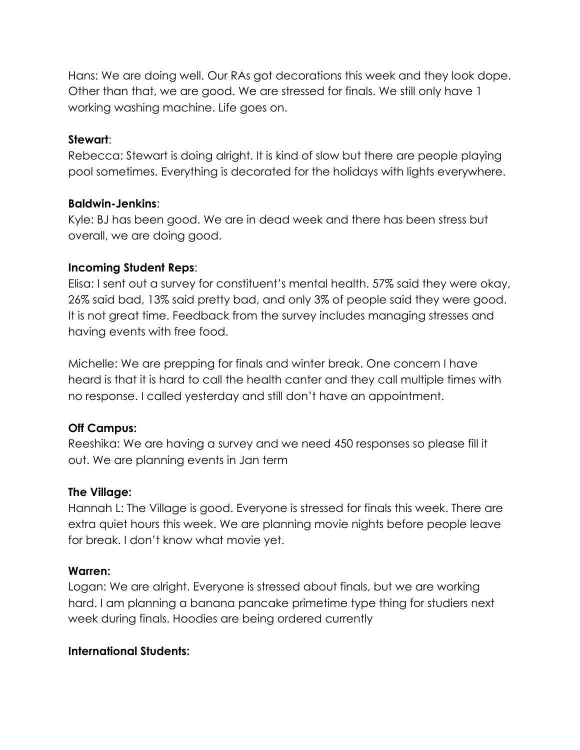Hans: We are doing well. Our RAs got decorations this week and they look dope. Other than that, we are good. We are stressed for finals. We still only have 1 working washing machine. Life goes on.

**Stewart**:
Rebecca: Stewart is doing alright. It is kind of slow but there are people playing pool sometimes. Everything is decorated for the holidays with lights everywhere.

**Baldwin-Jenkins**:
Kyle: BJ has been good. We are in dead week and there has been stress but overall, we are doing good.

**Incoming Student Reps**:
Elisa: I sent out a survey for constituent's mental health. 57% said they were okay, 26% said bad, 13% said pretty bad, and only 3% of people said they were good. It is not great time. Feedback from the survey includes managing stresses and having events with free food.

Michelle: We are prepping for finals and winter break. One concern I have heard is that it is hard to call the health canter and they call multiple times with no response. I called yesterday and still don't have an appointment.

**Off Campus:**
Reeshika: We are having a survey and we need 450 responses so please fill it out. We are planning events in Jan term

**The Village:**
Hannah L: The Village is good. Everyone is stressed for finals this week. There are extra quiet hours this week. We are planning movie nights before people leave for break. I don't know what movie yet.

**Warren:**
Logan: We are alright. Everyone is stressed about finals, but we are working hard. I am planning a banana pancake primetime type thing for studiers next week during finals. Hoodies are being ordered currently

**International Students:**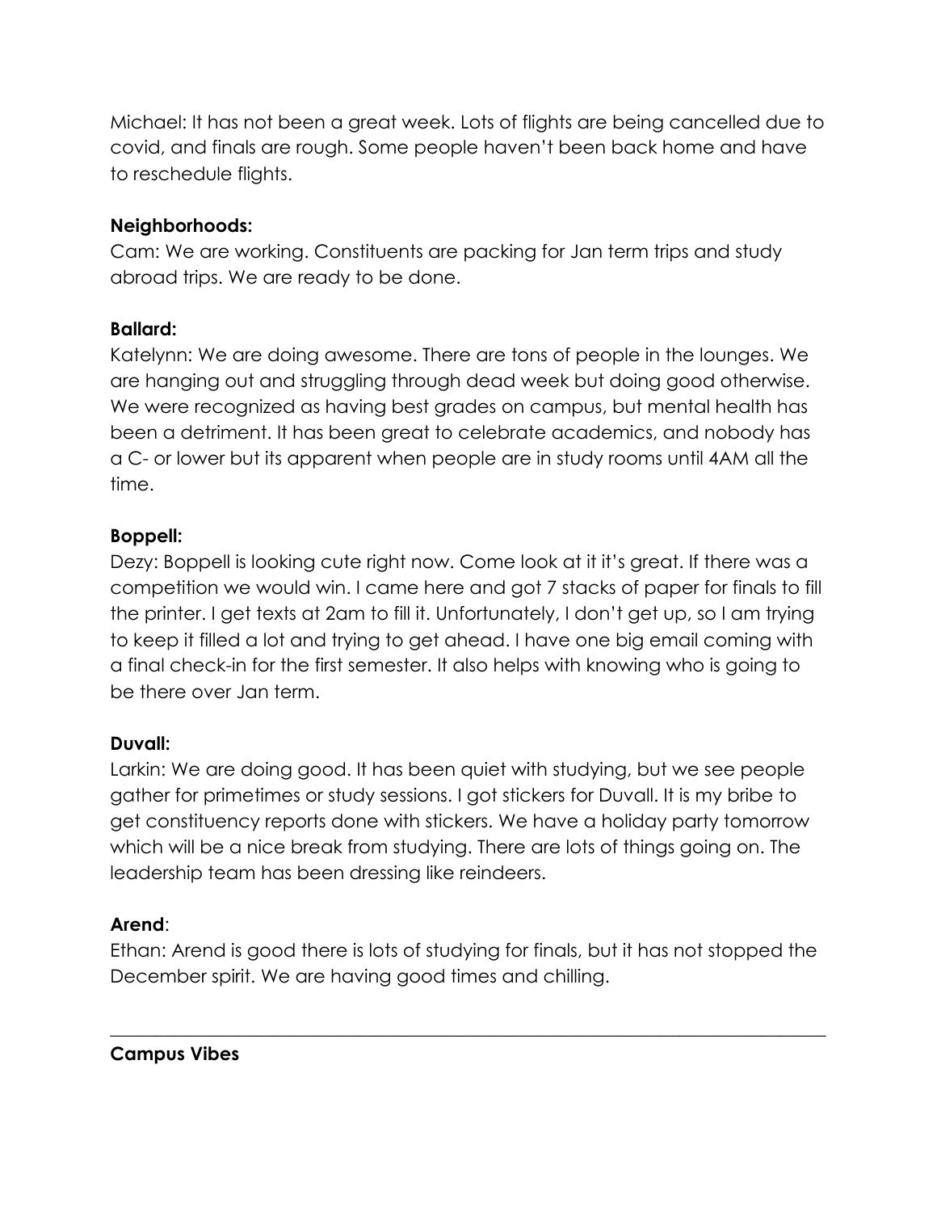Michael: It has not been a great week. Lots of flights are being cancelled due to covid, and finals are rough. Some people haven't been back home and have to reschedule flights.

**Neighborhoods:**
Cam: We are working. Constituents are packing for Jan term trips and study abroad trips. We are ready to be done.

**Ballard:**
Katelynn: We are doing awesome. There are tons of people in the lounges. We are hanging out and struggling through dead week but doing good otherwise. We were recognized as having best grades on campus, but mental health has been a detriment. It has been great to celebrate academics, and nobody has a C- or lower but its apparent when people are in study rooms until 4AM all the time.

**Boppell:**
Dezy: Boppell is looking cute right now. Come look at it it's great. If there was a competition we would win. I came here and got 7 stacks of paper for finals to fill the printer. I get texts at 2am to fill it. Unfortunately, I don't get up, so I am trying to keep it filled a lot and trying to get ahead. I have one big email coming with a final check-in for the first semester. It also helps with knowing who is going to be there over Jan term.

**Duvall:**
Larkin: We are doing good. It has been quiet with studying, but we see people gather for primetimes or study sessions. I got stickers for Duvall. It is my bribe to get constituency reports done with stickers. We have a holiday party tomorrow which will be a nice break from studying. There are lots of things going on. The leadership team has been dressing like reindeers.

**Arend**:
Ethan: Arend is good there is lots of studying for finals, but it has not stopped the December spirit. We are having good times and chilling.

---

**Campus Vibes**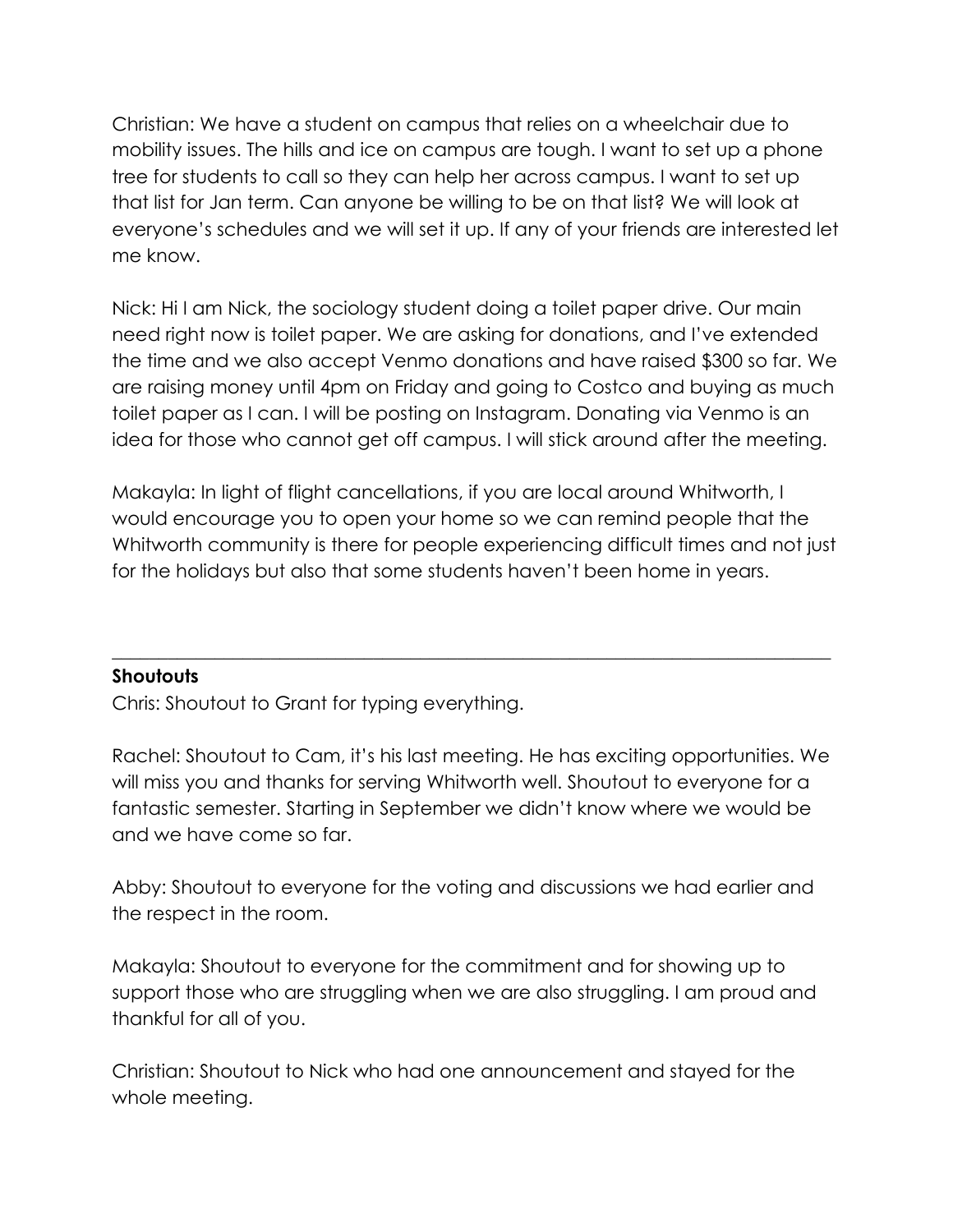Christian: We have a student on campus that relies on a wheelchair due to mobility issues. The hills and ice on campus are tough. I want to set up a phone tree for students to call so they can help her across campus. I want to set up that list for Jan term. Can anyone be willing to be on that list? We will look at everyone's schedules and we will set it up. If any of your friends are interested let me know.

Nick: Hi I am Nick, the sociology student doing a toilet paper drive. Our main need right now is toilet paper. We are asking for donations, and I've extended the time and we also accept Venmo donations and have raised $300 so far. We are raising money until 4pm on Friday and going to Costco and buying as much toilet paper as I can. I will be posting on Instagram. Donating via Venmo is an idea for those who cannot get off campus. I will stick around after the meeting.

Makayla: In light of flight cancellations, if you are local around Whitworth, I would encourage you to open your home so we can remind people that the Whitworth community is there for people experiencing difficult times and not just for the holidays but also that some students haven't been home in years.

---

**Shoutouts**

Chris: Shoutout to Grant for typing everything.

Rachel: Shoutout to Cam, it's his last meeting. He has exciting opportunities. We will miss you and thanks for serving Whitworth well. Shoutout to everyone for a fantastic semester. Starting in September we didn't know where we would be and we have come so far.

Abby: Shoutout to everyone for the voting and discussions we had earlier and the respect in the room.

Makayla: Shoutout to everyone for the commitment and for showing up to support those who are struggling when we are also struggling. I am proud and thankful for all of you.

Christian: Shoutout to Nick who had one announcement and stayed for the whole meeting.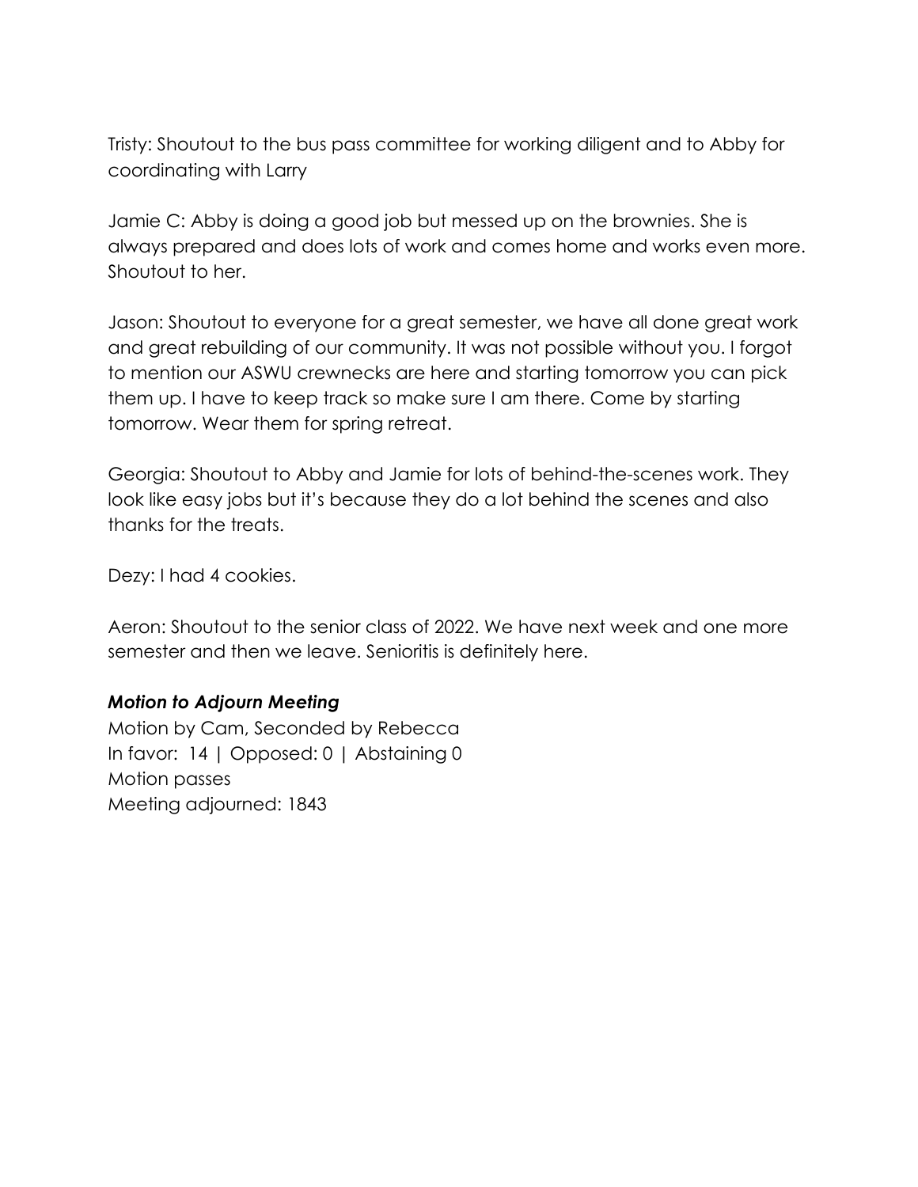Tristy: Shoutout to the bus pass committee for working diligent and to Abby for coordinating with Larry

Jamie C: Abby is doing a good job but messed up on the brownies. She is always prepared and does lots of work and comes home and works even more. Shoutout to her.

Jason: Shoutout to everyone for a great semester, we have all done great work and great rebuilding of our community. It was not possible without you. I forgot to mention our ASWU crewnecks are here and starting tomorrow you can pick them up. I have to keep track so make sure I am there. Come by starting tomorrow. Wear them for spring retreat.

Georgia: Shoutout to Abby and Jamie for lots of behind-the-scenes work. They look like easy jobs but it's because they do a lot behind the scenes and also thanks for the treats.

Dezy: I had 4 cookies.

Aeron: Shoutout to the senior class of 2022. We have next week and one more semester and then we leave. Senioritis is definitely here.

***Motion to Adjourn Meeting***

Motion by Cam, Seconded by Rebecca
In favor: 14 | Opposed: 0 | Abstaining 0
Motion passes
Meeting adjourned: 1843